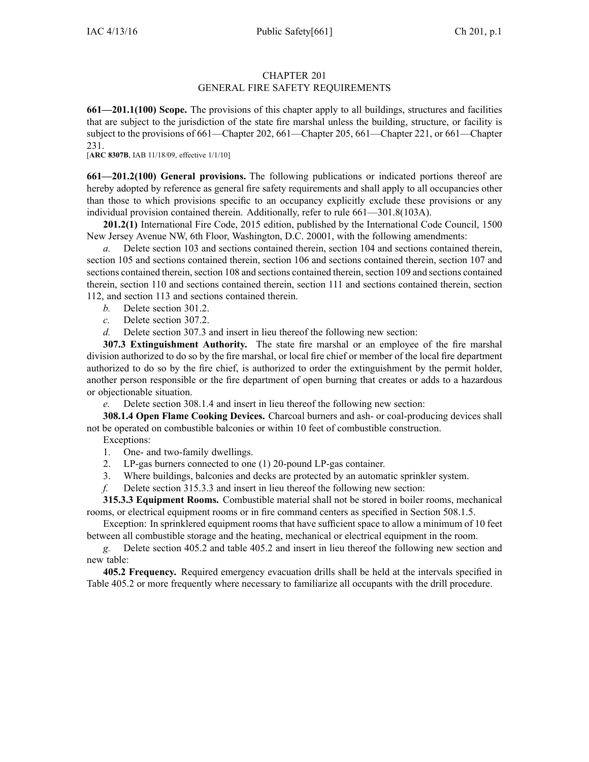# CHAPTER 201
## GENERAL FIRE SAFETY REQUIREMENTS

**661—201.1(100) Scope.** The provisions of this chapter apply to all buildings, structures and facilities that are subject to the jurisdiction of the state fire marshal unless the building, structure, or facility is subject to the provisions of 661—Chapter 202, 661—Chapter 205, 661—Chapter 221, or 661—Chapter 231.

[**ARC 8307B**, IAB 11/18/09, effective 1/1/10]

**661—201.2(100) General provisions.** The following publications or indicated portions thereof are hereby adopted by reference as general fire safety requirements and shall apply to all occupancies other than those to which provisions specific to an occupancy explicitly exclude these provisions or any individual provision contained therein. Additionally, refer to rule 661—301.8(103A).

**201.2(1)** International Fire Code, 2015 edition, published by the International Code Council, 1500 New Jersey Avenue NW, 6th Floor, Washington, D.C. 20001, with the following amendments:

*a.* Delete section 103 and sections contained therein, section 104 and sections contained therein, section 105 and sections contained therein, section 106 and sections contained therein, section 107 and sections contained therein, section 108 and sections contained therein, section 109 and sections contained therein, section 110 and sections contained therein, section 111 and sections contained therein, section 112, and section 113 and sections contained therein.

*b.* Delete section 301.2.

*c.* Delete section 307.2.

*d.* Delete section 307.3 and insert in lieu thereof the following new section:

**307.3 Extinguishment Authority.** The state fire marshal or an employee of the fire marshal division authorized to do so by the fire marshal, or local fire chief or member of the local fire department authorized to do so by the fire chief, is authorized to order the extinguishment by the permit holder, another person responsible or the fire department of open burning that creates or adds to a hazardous or objectionable situation.

*e.* Delete section 308.1.4 and insert in lieu thereof the following new section:

**308.1.4 Open Flame Cooking Devices.** Charcoal burners and ash- or coal-producing devices shall not be operated on combustible balconies or within 10 feet of combustible construction.

Exceptions:

1. One- and two-family dwellings.
2. LP-gas burners connected to one (1) 20-pound LP-gas container.
3. Where buildings, balconies and decks are protected by an automatic sprinkler system.

*f.* Delete section 315.3.3 and insert in lieu thereof the following new section:

**315.3.3 Equipment Rooms.** Combustible material shall not be stored in boiler rooms, mechanical rooms, or electrical equipment rooms or in fire command centers as specified in Section 508.1.5.

Exception: In sprinklered equipment rooms that have sufficient space to allow a minimum of 10 feet between all combustible storage and the heating, mechanical or electrical equipment in the room.

*g.* Delete section 405.2 and table 405.2 and insert in lieu thereof the following new section and new table:

**405.2 Frequency.** Required emergency evacuation drills shall be held at the intervals specified in Table 405.2 or more frequently where necessary to familiarize all occupants with the drill procedure.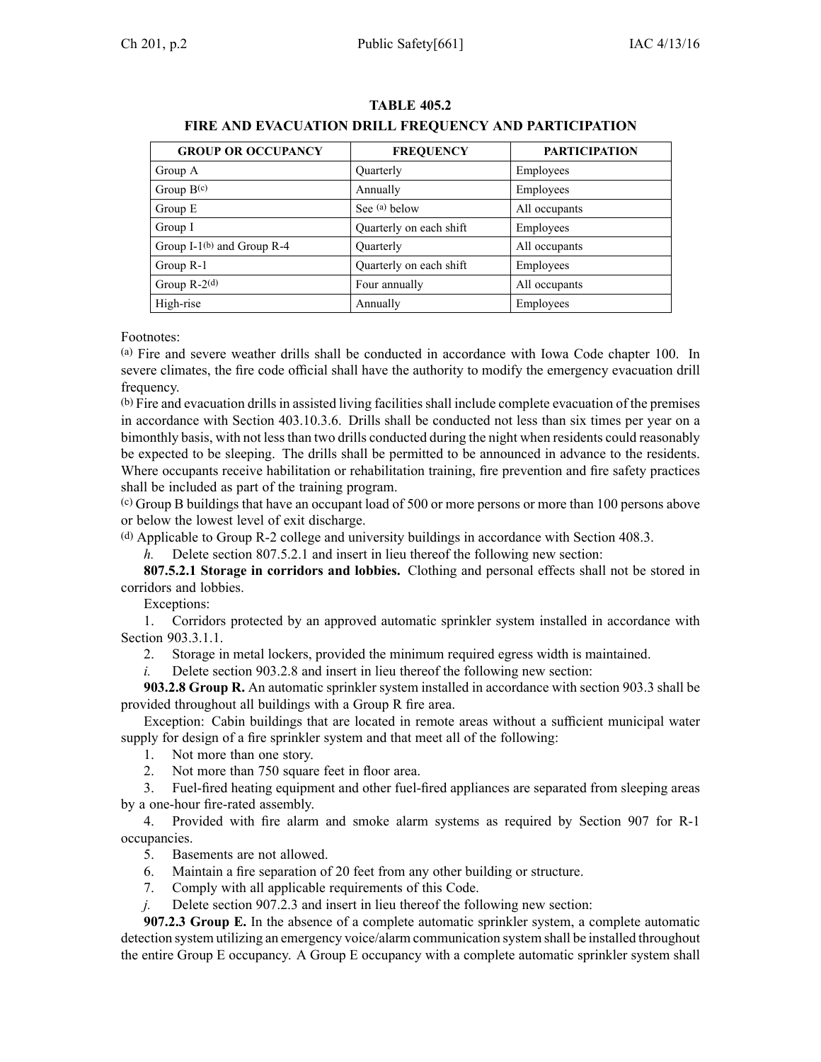**TABLE 405.2**

**FIRE AND EVACUATION DRILL FREQUENCY AND PARTICIPATION**

| GROUP OR OCCUPANCY | FREQUENCY | PARTICIPATION |
|---|---|---|
| Group A | Quarterly | Employees |
| Group B[(c)] | Annually | Employees |
| Group E | See [(a)] below | All occupants |
| Group I | Quarterly on each shift | Employees |
| Group I-1[(b)] and Group R-4 | Quarterly | All occupants |
| Group R-1 | Quarterly on each shift | Employees |
| Group R-2[(d)] | Four annually | All occupants |
| High-rise | Annually | Employees |

Footnotes:

[(a)] Fire and severe weather drills shall be conducted in accordance with Iowa Code chapter 100. In severe climates, the fire code official shall have the authority to modify the emergency evacuation drill frequency.

[(b)] Fire and evacuation drills in assisted living facilities shall include complete evacuation of the premises in accordance with Section 403.10.3.6. Drills shall be conducted not less than six times per year on a bimonthly basis, with not less than two drills conducted during the night when residents could reasonably be expected to be sleeping. The drills shall be permitted to be announced in advance to the residents. Where occupants receive habilitation or rehabilitation training, fire prevention and fire safety practices shall be included as part of the training program.

[(c)] Group B buildings that have an occupant load of 500 or more persons or more than 100 persons above or below the lowest level of exit discharge.

[(d)] Applicable to Group R-2 college and university buildings in accordance with Section 408.3.

*h.* Delete section 807.5.2.1 and insert in lieu thereof the following new section:

**807.5.2.1 Storage in corridors and lobbies.** Clothing and personal effects shall not be stored in corridors and lobbies.

Exceptions:

1. Corridors protected by an approved automatic sprinkler system installed in accordance with Section 903.3.1.1.
2. Storage in metal lockers, provided the minimum required egress width is maintained.

*i.* Delete section 903.2.8 and insert in lieu thereof the following new section:

**903.2.8 Group R.** An automatic sprinkler system installed in accordance with section 903.3 shall be provided throughout all buildings with a Group R fire area.

Exception: Cabin buildings that are located in remote areas without a sufficient municipal water supply for design of a fire sprinkler system and that meet all of the following:

1. Not more than one story.
2. Not more than 750 square feet in floor area.
3. Fuel-fired heating equipment and other fuel-fired appliances are separated from sleeping areas by a one-hour fire-rated assembly.
4. Provided with fire alarm and smoke alarm systems as required by Section 907 for R-1 occupancies.
5. Basements are not allowed.
6. Maintain a fire separation of 20 feet from any other building or structure.
7. Comply with all applicable requirements of this Code.

*j.* Delete section 907.2.3 and insert in lieu thereof the following new section:

**907.2.3 Group E.** In the absence of a complete automatic sprinkler system, a complete automatic detection system utilizing an emergency voice/alarm communication system shall be installed throughout the entire Group E occupancy. A Group E occupancy with a complete automatic sprinkler system shall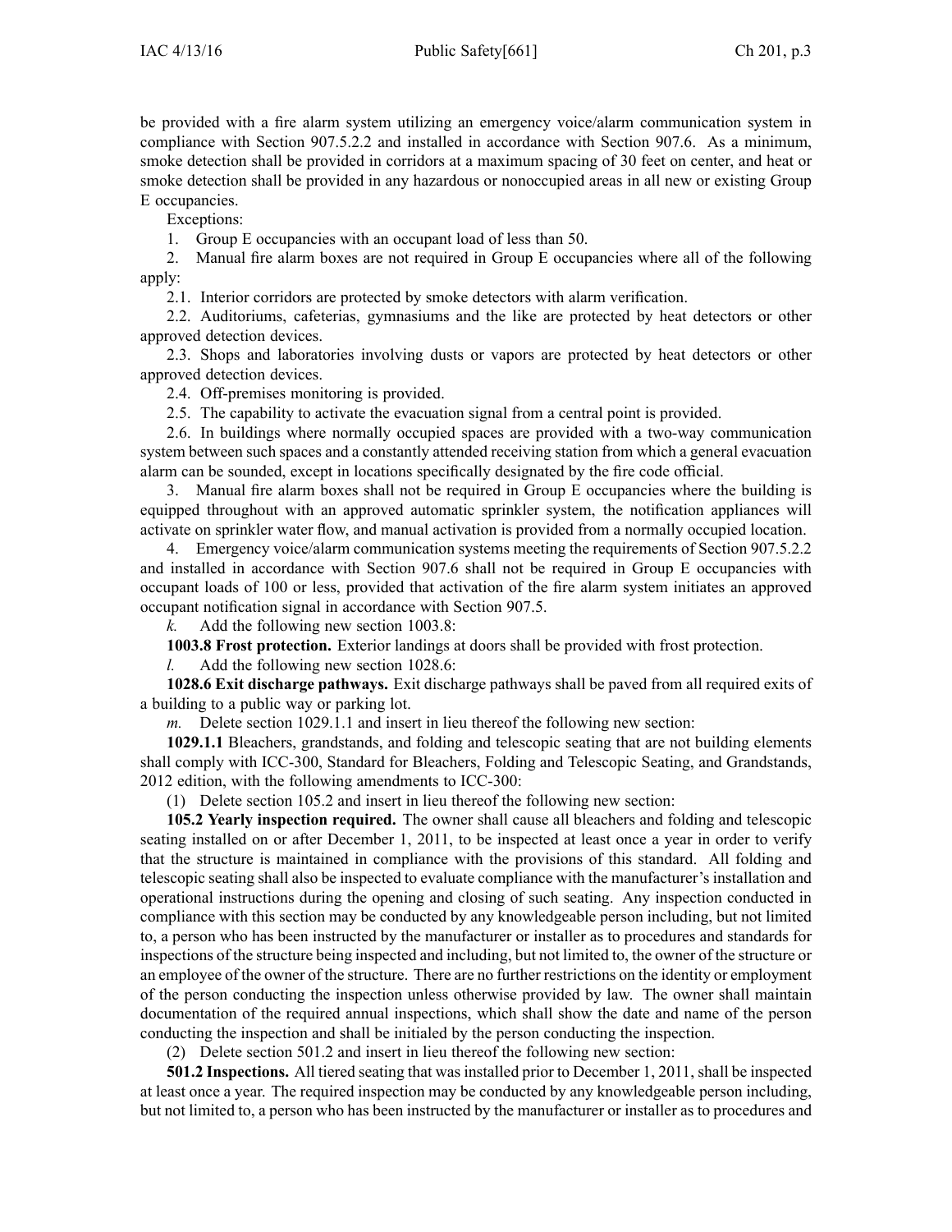be provided with a fire alarm system utilizing an emergency voice/alarm communication system in compliance with Section 907.5.2.2 and installed in accordance with Section 907.6. As a minimum, smoke detection shall be provided in corridors at a maximum spacing of 30 feet on center, and heat or smoke detection shall be provided in any hazardous or nonoccupied areas in all new or existing Group E occupancies.

Exceptions:

1. Group E occupancies with an occupant load of less than 50.

2. Manual fire alarm boxes are not required in Group E occupancies where all of the following apply:

2.1. Interior corridors are protected by smoke detectors with alarm verification.

2.2. Auditoriums, cafeterias, gymnasiums and the like are protected by heat detectors or other approved detection devices.

2.3. Shops and laboratories involving dusts or vapors are protected by heat detectors or other approved detection devices.

2.4. Off-premises monitoring is provided.

2.5. The capability to activate the evacuation signal from a central point is provided.

2.6. In buildings where normally occupied spaces are provided with a two-way communication system between such spaces and a constantly attended receiving station from which a general evacuation alarm can be sounded, except in locations specifically designated by the fire code official.

3. Manual fire alarm boxes shall not be required in Group E occupancies where the building is equipped throughout with an approved automatic sprinkler system, the notification appliances will activate on sprinkler water flow, and manual activation is provided from a normally occupied location.

4. Emergency voice/alarm communication systems meeting the requirements of Section 907.5.2.2 and installed in accordance with Section 907.6 shall not be required in Group E occupancies with occupant loads of 100 or less, provided that activation of the fire alarm system initiates an approved occupant notification signal in accordance with Section 907.5.

*k.* Add the following new section 1003.8:

**1003.8 Frost protection.** Exterior landings at doors shall be provided with frost protection.

*l.* Add the following new section 1028.6:

**1028.6 Exit discharge pathways.** Exit discharge pathways shall be paved from all required exits of a building to a public way or parking lot.

*m.* Delete section 1029.1.1 and insert in lieu thereof the following new section:

**1029.1.1** Bleachers, grandstands, and folding and telescopic seating that are not building elements shall comply with ICC-300, Standard for Bleachers, Folding and Telescopic Seating, and Grandstands, 2012 edition, with the following amendments to ICC-300:

(1) Delete section 105.2 and insert in lieu thereof the following new section:

**105.2 Yearly inspection required.** The owner shall cause all bleachers and folding and telescopic seating installed on or after December 1, 2011, to be inspected at least once a year in order to verify that the structure is maintained in compliance with the provisions of this standard. All folding and telescopic seating shall also be inspected to evaluate compliance with the manufacturer's installation and operational instructions during the opening and closing of such seating. Any inspection conducted in compliance with this section may be conducted by any knowledgeable person including, but not limited to, a person who has been instructed by the manufacturer or installer as to procedures and standards for inspections of the structure being inspected and including, but not limited to, the owner of the structure or an employee of the owner of the structure. There are no further restrictions on the identity or employment of the person conducting the inspection unless otherwise provided by law. The owner shall maintain documentation of the required annual inspections, which shall show the date and name of the person conducting the inspection and shall be initialed by the person conducting the inspection.

(2) Delete section 501.2 and insert in lieu thereof the following new section:

**501.2 Inspections.** All tiered seating that was installed prior to December 1, 2011, shall be inspected at least once a year. The required inspection may be conducted by any knowledgeable person including, but not limited to, a person who has been instructed by the manufacturer or installer as to procedures and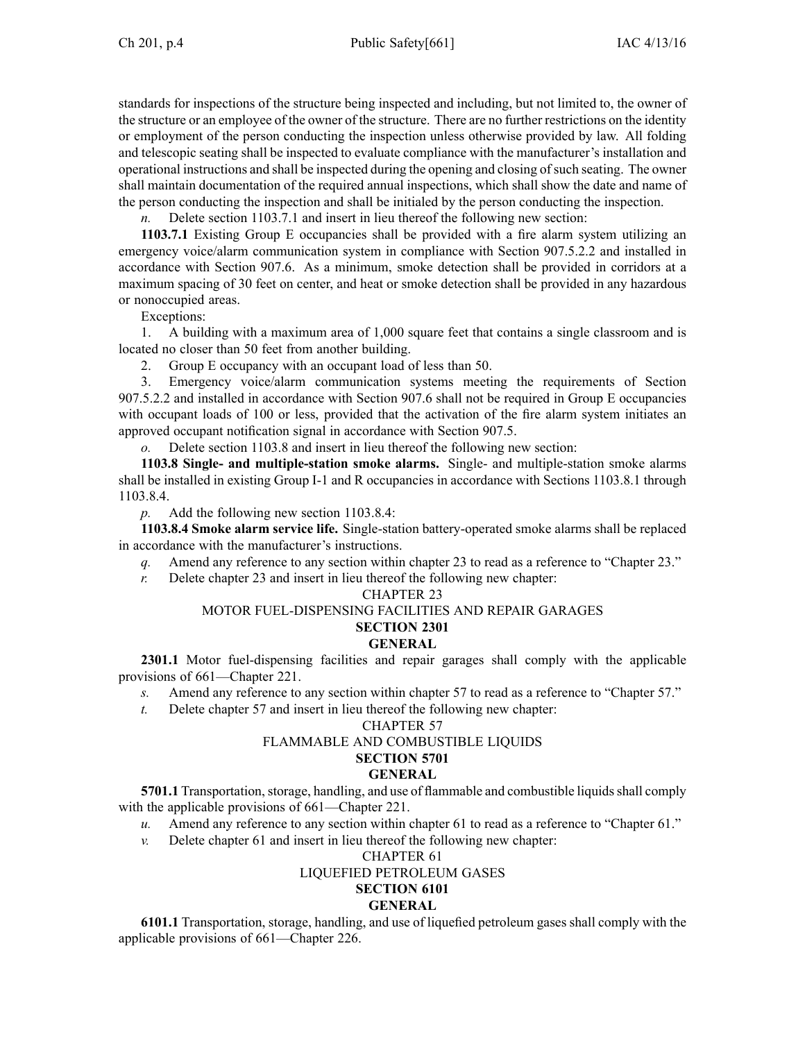standards for inspections of the structure being inspected and including, but not limited to, the owner of the structure or an employee of the owner of the structure. There are no further restrictions on the identity or employment of the person conducting the inspection unless otherwise provided by law. All folding and telescopic seating shall be inspected to evaluate compliance with the manufacturer's installation and operational instructions and shall be inspected during the opening and closing of such seating. The owner shall maintain documentation of the required annual inspections, which shall show the date and name of the person conducting the inspection and shall be initialed by the person conducting the inspection.

*n.* Delete section 1103.7.1 and insert in lieu thereof the following new section:

**1103.7.1** Existing Group E occupancies shall be provided with a fire alarm system utilizing an emergency voice/alarm communication system in compliance with Section 907.5.2.2 and installed in accordance with Section 907.6. As a minimum, smoke detection shall be provided in corridors at a maximum spacing of 30 feet on center, and heat or smoke detection shall be provided in any hazardous or nonoccupied areas.

Exceptions:

1. A building with a maximum area of 1,000 square feet that contains a single classroom and is located no closer than 50 feet from another building.
2. Group E occupancy with an occupant load of less than 50.
3. Emergency voice/alarm communication systems meeting the requirements of Section 907.5.2.2 and installed in accordance with Section 907.6 shall not be required in Group E occupancies with occupant loads of 100 or less, provided that the activation of the fire alarm system initiates an approved occupant notification signal in accordance with Section 907.5.

*o.* Delete section 1103.8 and insert in lieu thereof the following new section:

**1103.8 Single- and multiple-station smoke alarms.** Single- and multiple-station smoke alarms shall be installed in existing Group I-1 and R occupancies in accordance with Sections 1103.8.1 through 1103.8.4.

*p.* Add the following new section 1103.8.4:

**1103.8.4 Smoke alarm service life.** Single-station battery-operated smoke alarms shall be replaced in accordance with the manufacturer's instructions.

*q.* Amend any reference to any section within chapter 23 to read as a reference to "Chapter 23."

*r.* Delete chapter 23 and insert in lieu thereof the following new chapter:

CHAPTER 23

MOTOR FUEL-DISPENSING FACILITIES AND REPAIR GARAGES

**SECTION 2301**

**GENERAL**

**2301.1** Motor fuel-dispensing facilities and repair garages shall comply with the applicable provisions of 661—Chapter 221.

*s.* Amend any reference to any section within chapter 57 to read as a reference to "Chapter 57."

*t.* Delete chapter 57 and insert in lieu thereof the following new chapter:

CHAPTER 57

FLAMMABLE AND COMBUSTIBLE LIQUIDS

**SECTION 5701**

**GENERAL**

**5701.1** Transportation, storage, handling, and use of flammable and combustible liquids shall comply with the applicable provisions of 661—Chapter 221.

*u.* Amend any reference to any section within chapter 61 to read as a reference to "Chapter 61."

*v.* Delete chapter 61 and insert in lieu thereof the following new chapter:

CHAPTER 61

LIQUEFIED PETROLEUM GASES

**SECTION 6101**

**GENERAL**

**6101.1** Transportation, storage, handling, and use of liquefied petroleum gases shall comply with the applicable provisions of 661—Chapter 226.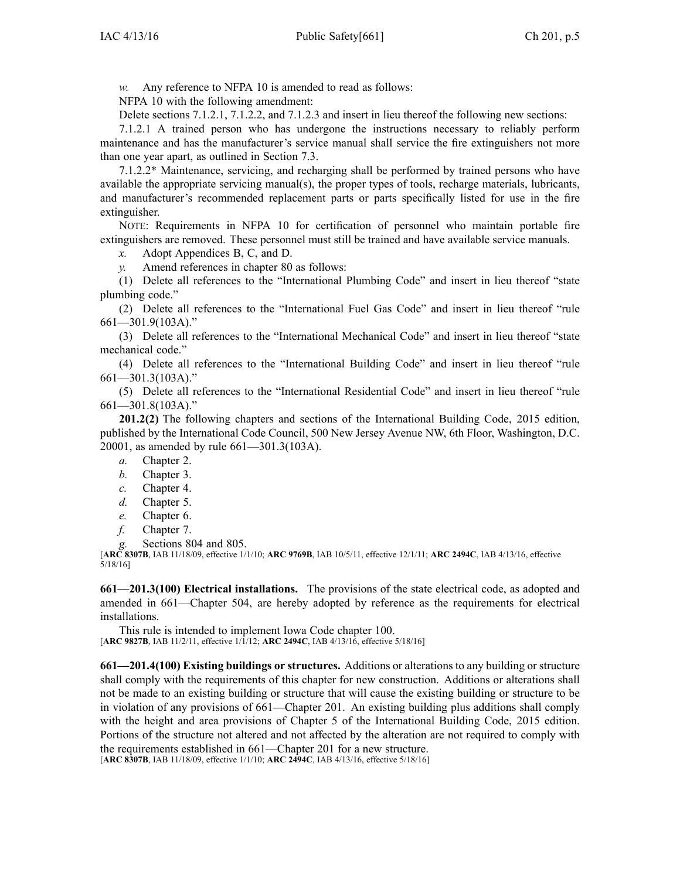*w.* Any reference to NFPA 10 is amended to read as follows:

NFPA 10 with the following amendment:

Delete sections 7.1.2.1, 7.1.2.2, and 7.1.2.3 and insert in lieu thereof the following new sections:

7.1.2.1 A trained person who has undergone the instructions necessary to reliably perform maintenance and has the manufacturer's service manual shall service the fire extinguishers not more than one year apart, as outlined in Section 7.3.

7.1.2.2* Maintenance, servicing, and recharging shall be performed by trained persons who have available the appropriate servicing manual(s), the proper types of tools, recharge materials, lubricants, and manufacturer's recommended replacement parts or parts specifically listed for use in the fire extinguisher.

NOTE: Requirements in NFPA 10 for certification of personnel who maintain portable fire extinguishers are removed. These personnel must still be trained and have available service manuals.

*x.* Adopt Appendices B, C, and D.

*y.* Amend references in chapter 80 as follows:

(1) Delete all references to the "International Plumbing Code" and insert in lieu thereof "state plumbing code."

(2) Delete all references to the "International Fuel Gas Code" and insert in lieu thereof "rule 661—301.9(103A)."

(3) Delete all references to the "International Mechanical Code" and insert in lieu thereof "state mechanical code."

(4) Delete all references to the "International Building Code" and insert in lieu thereof "rule 661—301.3(103A)."

(5) Delete all references to the "International Residential Code" and insert in lieu thereof "rule 661—301.8(103A)."

**201.2(2)** The following chapters and sections of the International Building Code, 2015 edition, published by the International Code Council, 500 New Jersey Avenue NW, 6th Floor, Washington, D.C. 20001, as amended by rule 661—301.3(103A).

*a.* Chapter 2.

*b.* Chapter 3.

*c.* Chapter 4.

*d.* Chapter 5.

*e.* Chapter 6.

*f.* Chapter 7.

*g.* Sections 804 and 805.

[**ARC 8307B**, IAB 11/18/09, effective 1/1/10; **ARC 9769B**, IAB 10/5/11, effective 12/1/11; **ARC 2494C**, IAB 4/13/16, effective 5/18/16]

**661—201.3(100) Electrical installations.** The provisions of the state electrical code, as adopted and amended in 661—Chapter 504, are hereby adopted by reference as the requirements for electrical installations.

This rule is intended to implement Iowa Code chapter 100.

[**ARC 9827B**, IAB 11/2/11, effective 1/1/12; **ARC 2494C**, IAB 4/13/16, effective 5/18/16]

**661—201.4(100) Existing buildings or structures.** Additions or alterations to any building or structure shall comply with the requirements of this chapter for new construction. Additions or alterations shall not be made to an existing building or structure that will cause the existing building or structure to be in violation of any provisions of 661—Chapter 201. An existing building plus additions shall comply with the height and area provisions of Chapter 5 of the International Building Code, 2015 edition. Portions of the structure not altered and not affected by the alteration are not required to comply with the requirements established in 661—Chapter 201 for a new structure.

[**ARC 8307B**, IAB 11/18/09, effective 1/1/10; **ARC 2494C**, IAB 4/13/16, effective 5/18/16]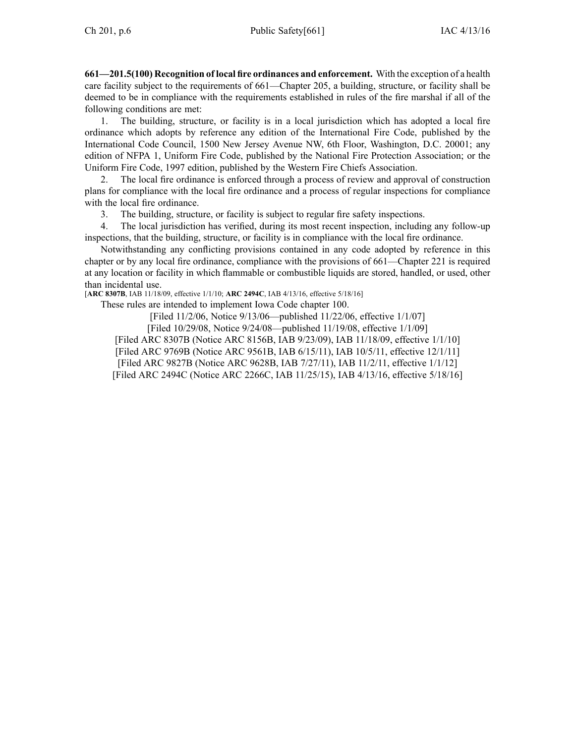**661—201.5(100) Recognition of local fire ordinances and enforcement.** With the exception of a health care facility subject to the requirements of 661—Chapter 205, a building, structure, or facility shall be deemed to be in compliance with the requirements established in rules of the fire marshal if all of the following conditions are met:

1. The building, structure, or facility is in a local jurisdiction which has adopted a local fire ordinance which adopts by reference any edition of the International Fire Code, published by the International Code Council, 1500 New Jersey Avenue NW, 6th Floor, Washington, D.C. 20001; any edition of NFPA 1, Uniform Fire Code, published by the National Fire Protection Association; or the Uniform Fire Code, 1997 edition, published by the Western Fire Chiefs Association.

2. The local fire ordinance is enforced through a process of review and approval of construction plans for compliance with the local fire ordinance and a process of regular inspections for compliance with the local fire ordinance.

3. The building, structure, or facility is subject to regular fire safety inspections.

4. The local jurisdiction has verified, during its most recent inspection, including any follow-up inspections, that the building, structure, or facility is in compliance with the local fire ordinance.

Notwithstanding any conflicting provisions contained in any code adopted by reference in this chapter or by any local fire ordinance, compliance with the provisions of 661—Chapter 221 is required at any location or facility in which flammable or combustible liquids are stored, handled, or used, other than incidental use.

[**ARC 8307B**, IAB 11/18/09, effective 1/1/10; **ARC 2494C**, IAB 4/13/16, effective 5/18/16]

These rules are intended to implement Iowa Code chapter 100.

[Filed 11/2/06, Notice 9/13/06—published 11/22/06, effective 1/1/07]

[Filed 10/29/08, Notice 9/24/08—published 11/19/08, effective 1/1/09]

[Filed ARC 8307B (Notice ARC 8156B, IAB 9/23/09), IAB 11/18/09, effective 1/1/10]

[Filed ARC 9769B (Notice ARC 9561B, IAB 6/15/11), IAB 10/5/11, effective 12/1/11]

[Filed ARC 9827B (Notice ARC 9628B, IAB 7/27/11), IAB 11/2/11, effective 1/1/12]

[Filed ARC 2494C (Notice ARC 2266C, IAB 11/25/15), IAB 4/13/16, effective 5/18/16]